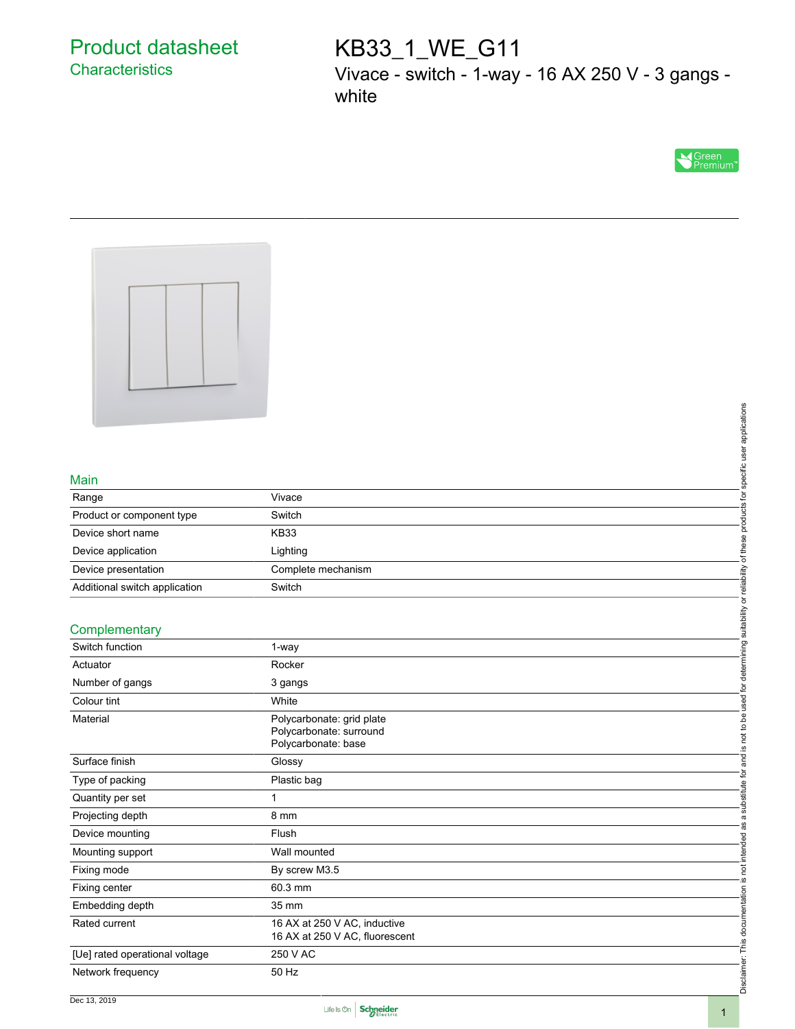# Product datasheet

## Characteristics

# KB33_1_WE_G11

Vivace - switch - 1-way - 16 AX 250 V - 3 gangs - white

Green Premium™

## Main

| | |
|---|---|
| Range | Vivace |
| Product or component type | Switch |
| Device short name | KB33 |
| Device application | Lighting |
| Device presentation | Complete mechanism |
| Additional switch application | Switch |

## Complementary

| | |
|---|---|
| Switch function | 1-way |
| Actuator | Rocker |
| Number of gangs | 3 gangs |
| Colour tint | White |
| Material | Polycarbonate: grid plate<br>Polycarbonate: surround<br>Polycarbonate: base |
| Surface finish | Glossy |
| Type of packing | Plastic bag |
| Quantity per set | 1 |
| Projecting depth | 8 mm |
| Device mounting | Flush |
| Mounting support | Wall mounted |
| Fixing mode | By screw M3.5 |
| Fixing center | 60.3 mm |
| Embedding depth | 35 mm |
| Rated current | 16 AX at 250 V AC, inductive<br>16 AX at 250 V AC, fluorescent |
| [Ue] rated operational voltage | 250 V AC |
| Network frequency | 50 Hz |

Disclaimer: This documentation is not intended as a substitute for and is not to be used for determining suitability or reliability of these products for specific user applications

Dec 13, 2019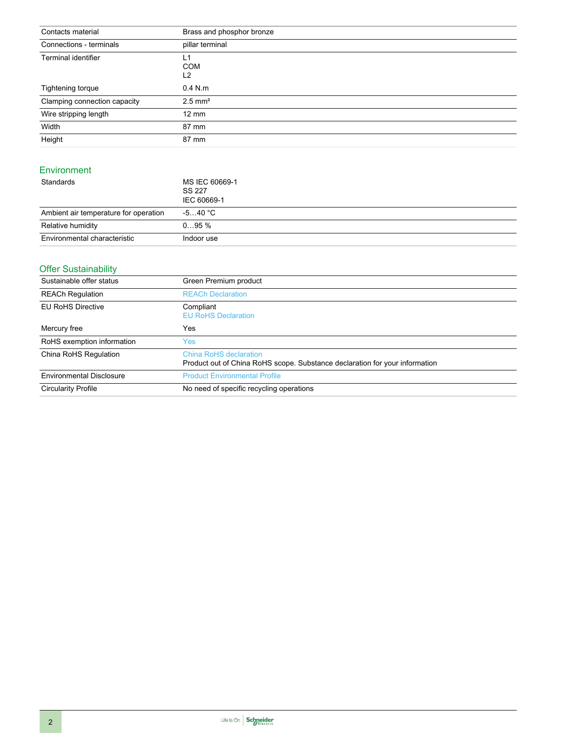| | |
|---|---|
| Contacts material | Brass and phosphor bronze |
| Connections - terminals | pillar terminal |
| Terminal identifier | L1<br>COM<br>L2 |
| Tightening torque | 0.4 N.m |
| Clamping connection capacity | 2.5 mm² |
| Wire stripping length | 12 mm |
| Width | 87 mm |
| Height | 87 mm |

## Environment

| | |
|---|---|
| Standards | MS IEC 60669-1<br>SS 227<br>IEC 60669-1 |
| Ambient air temperature for operation | -5…40 °C |
| Relative humidity | 0…95 % |
| Environmental characteristic | Indoor use |

## Offer Sustainability

| | |
|---|---|
| Sustainable offer status | Green Premium product |
| REACh Regulation | REACh Declaration |
| EU RoHS Directive | Compliant<br>EU RoHS Declaration |
| Mercury free | Yes |
| RoHS exemption information | Yes |
| China RoHS Regulation | China RoHS declaration<br>Product out of China RoHS scope. Substance declaration for your information |
| Environmental Disclosure | Product Environmental Profile |
| Circularity Profile | No need of specific recycling operations |